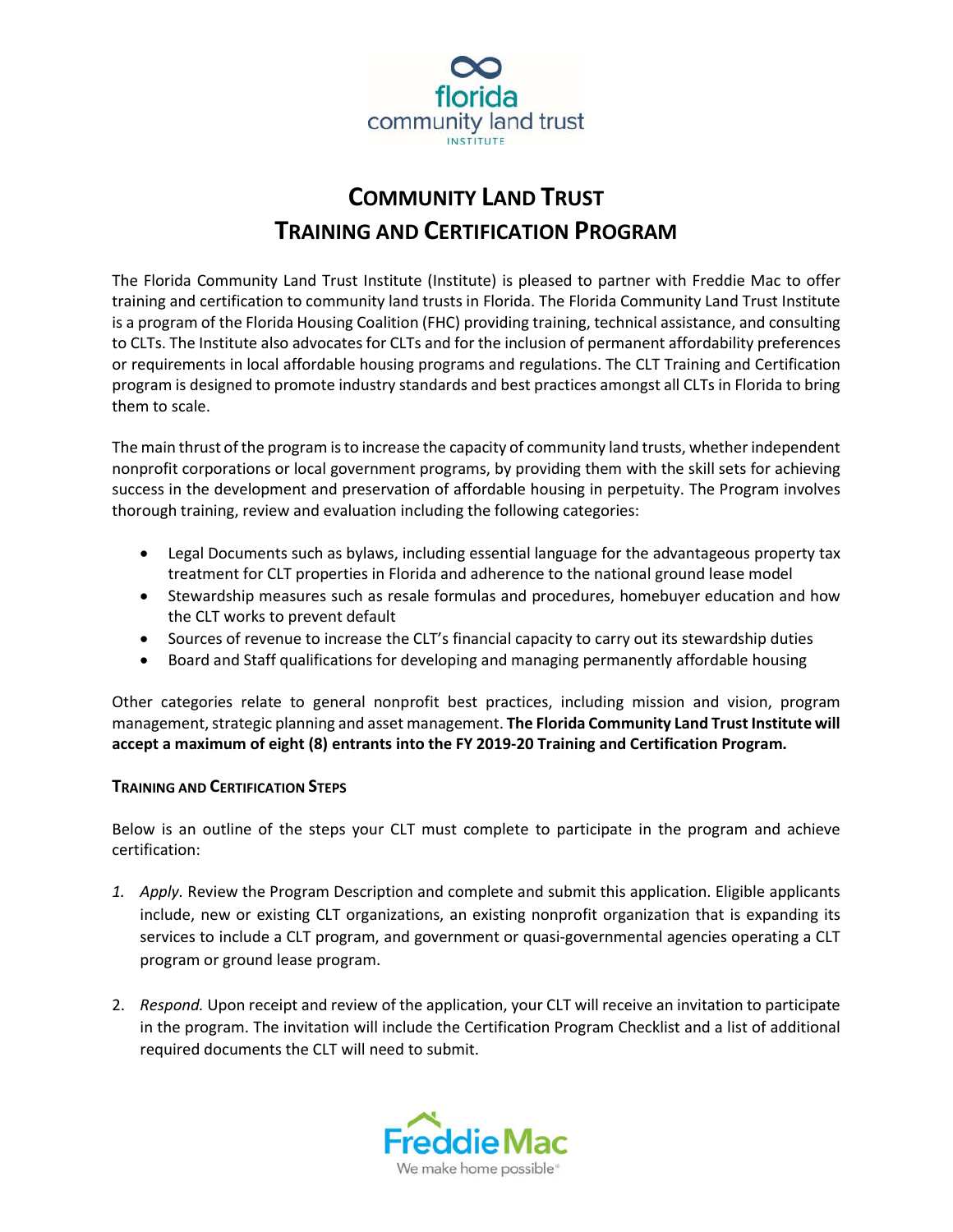# Community Land Trust Training and Certification Program

The Florida Community Land Trust Institute (Institute) is pleased to partner with Freddie Mac to offer training and certification to community land trusts in Florida. The Florida Community Land Trust Institute is a program of the Florida Housing Coalition (FHC) providing training, technical assistance, and consulting to CLTs. The Institute also advocates for CLTs and for the inclusion of permanent affordability preferences or requirements in local affordable housing programs and regulations. The CLT Training and Certification program is designed to promote industry standards and best practices amongst all CLTs in Florida to bring them to scale.

The main thrust of the program is to increase the capacity of community land trusts, whether independent nonprofit corporations or local government programs, by providing them with the skill sets for achieving success in the development and preservation of affordable housing in perpetuity. The Program involves thorough training, review and evaluation including the following categories:

- Legal Documents such as bylaws, including essential language for the advantageous property tax treatment for CLT properties in Florida and adherence to the national ground lease model
- Stewardship measures such as resale formulas and procedures, homebuyer education and how the CLT works to prevent default
- Sources of revenue to increase the CLT's financial capacity to carry out its stewardship duties
- Board and Staff qualifications for developing and managing permanently affordable housing

Other categories relate to general nonprofit best practices, including mission and vision, program management, strategic planning and asset management. **The Florida Community Land Trust Institute will accept a maximum of eight (8) entrants into the FY 2019-20 Training and Certification Program.**

## Training and Certification Steps

Below is an outline of the steps your CLT must complete to participate in the program and achieve certification:

1. *Apply*. Review the Program Description and complete and submit this application. Eligible applicants include, new or existing CLT organizations, an existing nonprofit organization that is expanding its services to include a CLT program, and government or quasi-governmental agencies operating a CLT program or ground lease program.

2. *Respond.* Upon receipt and review of the application, your CLT will receive an invitation to participate in the program. The invitation will include the Certification Program Checklist and a list of additional required documents the CLT will need to submit.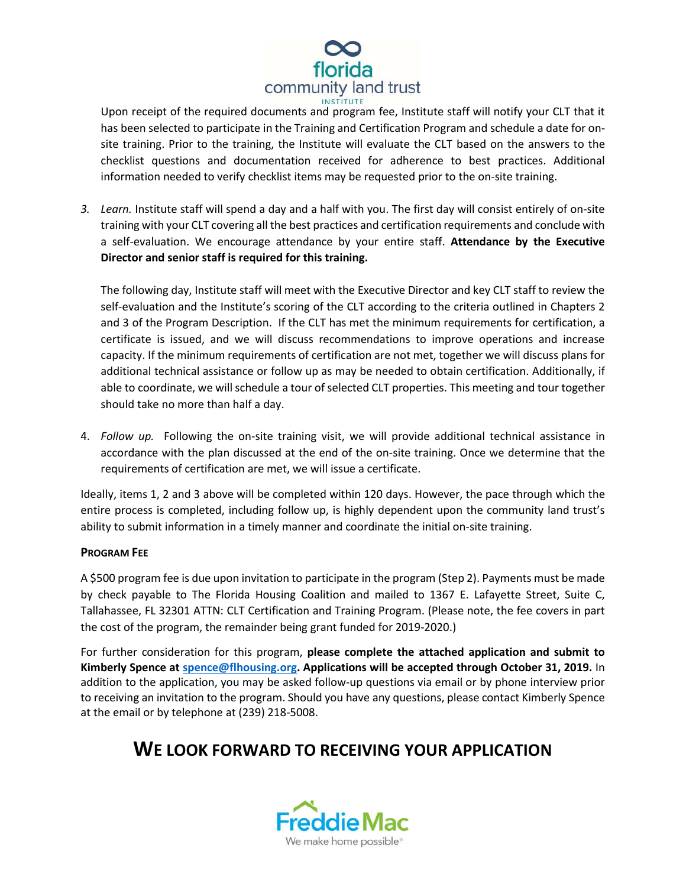Upon receipt of the required documents and program fee, Institute staff will notify your CLT that it has been selected to participate in the Training and Certification Program and schedule a date for on-site training. Prior to the training, the Institute will evaluate the CLT based on the answers to the checklist questions and documentation received for adherence to best practices. Additional information needed to verify checklist items may be requested prior to the on-site training.

3. *Learn.* Institute staff will spend a day and a half with you. The first day will consist entirely of on-site training with your CLT covering all the best practices and certification requirements and conclude with a self-evaluation. We encourage attendance by your entire staff. **Attendance by the Executive Director and senior staff is required for this training.**

   The following day, Institute staff will meet with the Executive Director and key CLT staff to review the self-evaluation and the Institute's scoring of the CLT according to the criteria outlined in Chapters 2 and 3 of the Program Description. If the CLT has met the minimum requirements for certification, a certificate is issued, and we will discuss recommendations to improve operations and increase capacity. If the minimum requirements of certification are not met, together we will discuss plans for additional technical assistance or follow up as may be needed to obtain certification. Additionally, if able to coordinate, we will schedule a tour of selected CLT properties. This meeting and tour together should take no more than half a day.

4. *Follow up.* Following the on-site training visit, we will provide additional technical assistance in accordance with the plan discussed at the end of the on-site training. Once we determine that the requirements of certification are met, we will issue a certificate.

Ideally, items 1, 2 and 3 above will be completed within 120 days. However, the pace through which the entire process is completed, including follow up, is highly dependent upon the community land trust's ability to submit information in a timely manner and coordinate the initial on-site training.

**PROGRAM FEE**

A $500 program fee is due upon invitation to participate in the program (Step 2). Payments must be made by check payable to The Florida Housing Coalition and mailed to 1367 E. Lafayette Street, Suite C, Tallahassee, FL 32301 ATTN: CLT Certification and Training Program. (Please note, the fee covers in part the cost of the program, the remainder being grant funded for 2019-2020.)

For further consideration for this program, **please complete the attached application and submit to Kimberly Spence at [spence@flhousing.org](mailto:spence@flhousing.org). Applications will be accepted through October 31, 2019.** In addition to the application, you may be asked follow-up questions via email or by phone interview prior to receiving an invitation to the program. Should you have any questions, please contact Kimberly Spence at the email or by telephone at (239) 218-5008.

## WE LOOK FORWARD TO RECEIVING YOUR APPLICATION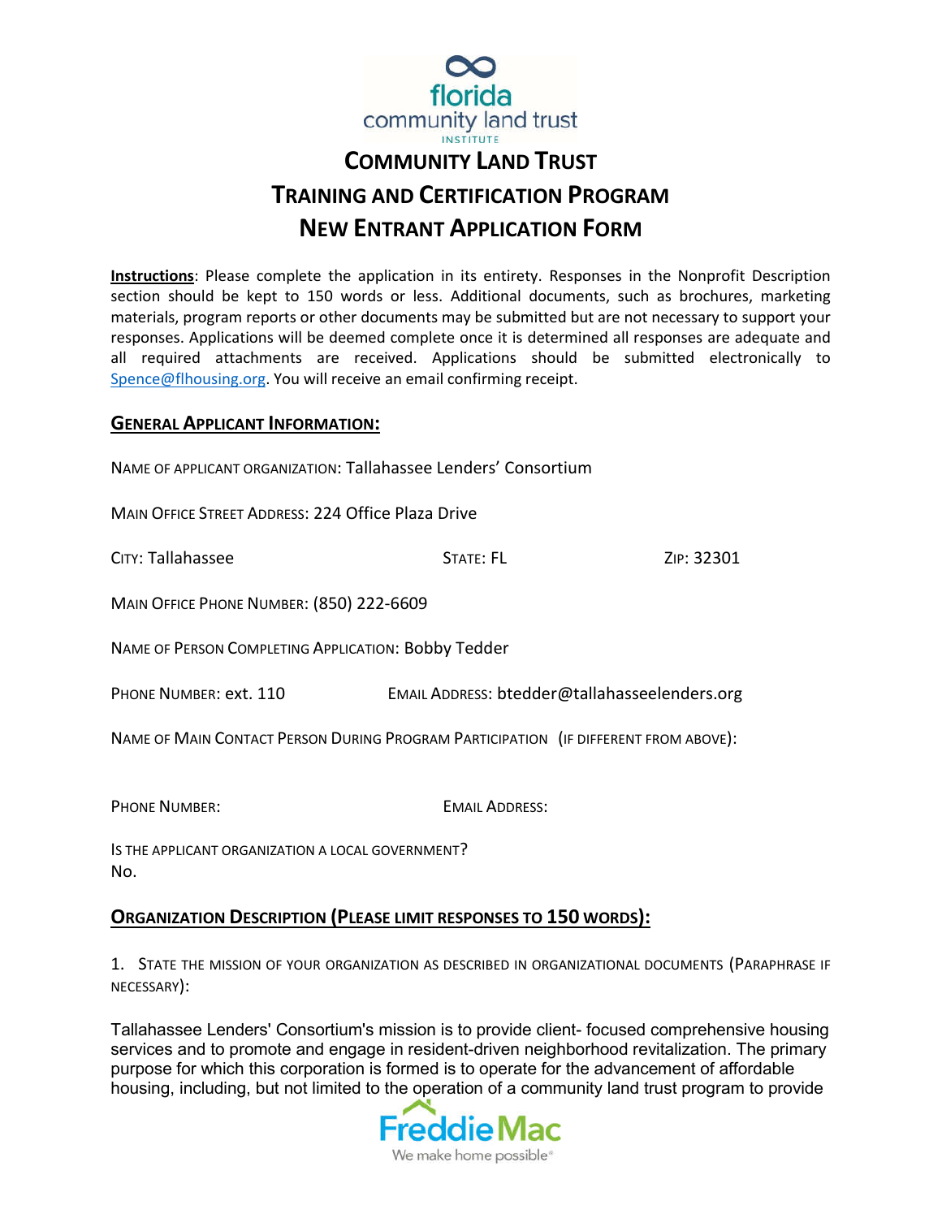# COMMUNITY LAND TRUST
# TRAINING AND CERTIFICATION PROGRAM
# NEW ENTRANT APPLICATION FORM

**Instructions**: Please complete the application in its entirety. Responses in the Nonprofit Description section should be kept to 150 words or less. Additional documents, such as brochures, marketing materials, program reports or other documents may be submitted but are not necessary to support your responses. Applications will be deemed complete once it is determined all responses are adequate and all required attachments are received. Applications should be submitted electronically to Spence@flhousing.org. You will receive an email confirming receipt.

## GENERAL APPLICANT INFORMATION:

NAME OF APPLICANT ORGANIZATION: Tallahassee Lenders' Consortium

MAIN OFFICE STREET ADDRESS: 224 Office Plaza Drive

CITY: Tallahassee STATE: FL ZIP: 32301

MAIN OFFICE PHONE NUMBER: (850) 222-6609

NAME OF PERSON COMPLETING APPLICATION: Bobby Tedder

PHONE NUMBER: ext. 110 EMAIL ADDRESS: btedder@tallahasseelenders.org

NAME OF MAIN CONTACT PERSON DURING PROGRAM PARTICIPATION (IF DIFFERENT FROM ABOVE):

PHONE NUMBER: EMAIL ADDRESS:

IS THE APPLICANT ORGANIZATION A LOCAL GOVERNMENT?
No.

## ORGANIZATION DESCRIPTION (PLEASE LIMIT RESPONSES TO 150 WORDS):

1. STATE THE MISSION OF YOUR ORGANIZATION AS DESCRIBED IN ORGANIZATIONAL DOCUMENTS (PARAPHRASE IF NECESSARY):

Tallahassee Lenders' Consortium's mission is to provide client- focused comprehensive housing services and to promote and engage in resident-driven neighborhood revitalization. The primary purpose for which this corporation is formed is to operate for the advancement of affordable housing, including, but not limited to the operation of a community land trust program to provide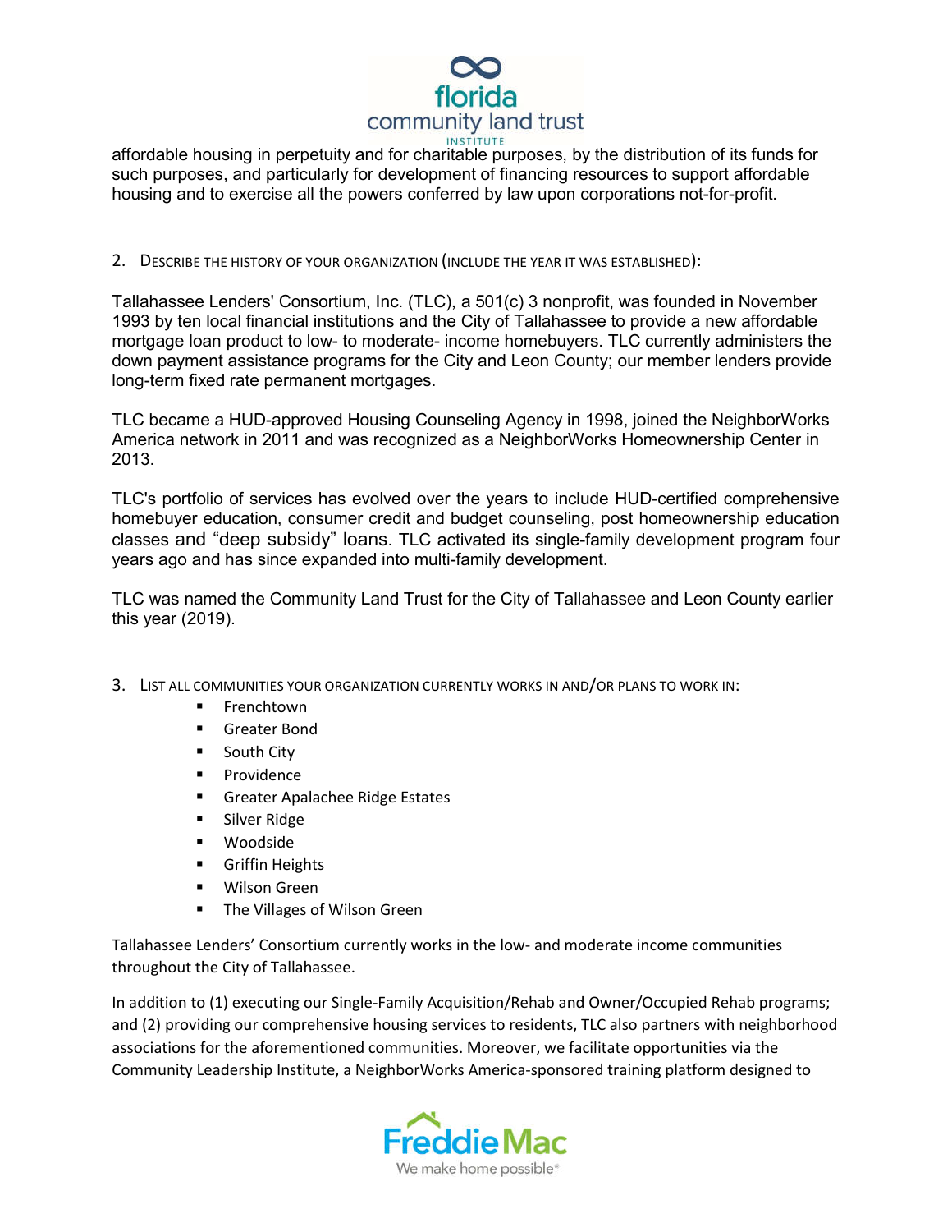affordable housing in perpetuity and for charitable purposes, by the distribution of its funds for such purposes, and particularly for development of financing resources to support affordable housing and to exercise all the powers conferred by law upon corporations not-for-profit.

2. DESCRIBE THE HISTORY OF YOUR ORGANIZATION (INCLUDE THE YEAR IT WAS ESTABLISHED):

Tallahassee Lenders' Consortium, Inc. (TLC), a 501(c) 3 nonprofit, was founded in November 1993 by ten local financial institutions and the City of Tallahassee to provide a new affordable mortgage loan product to low- to moderate- income homebuyers. TLC currently administers the down payment assistance programs for the City and Leon County; our member lenders provide long-term fixed rate permanent mortgages.

TLC became a HUD-approved Housing Counseling Agency in 1998, joined the NeighborWorks America network in 2011 and was recognized as a NeighborWorks Homeownership Center in 2013.

TLC's portfolio of services has evolved over the years to include HUD-certified comprehensive homebuyer education, consumer credit and budget counseling, post homeownership education classes and "deep subsidy" loans. TLC activated its single-family development program four years ago and has since expanded into multi-family development.

TLC was named the Community Land Trust for the City of Tallahassee and Leon County earlier this year (2019).

3. LIST ALL COMMUNITIES YOUR ORGANIZATION CURRENTLY WORKS IN AND/OR PLANS TO WORK IN:

- Frenchtown
- Greater Bond
- South City
- Providence
- Greater Apalachee Ridge Estates
- Silver Ridge
- Woodside
- Griffin Heights
- Wilson Green
- The Villages of Wilson Green

Tallahassee Lenders' Consortium currently works in the low- and moderate income communities throughout the City of Tallahassee.

In addition to (1) executing our Single-Family Acquisition/Rehab and Owner/Occupied Rehab programs; and (2) providing our comprehensive housing services to residents, TLC also partners with neighborhood associations for the aforementioned communities. Moreover, we facilitate opportunities via the Community Leadership Institute, a NeighborWorks America-sponsored training platform designed to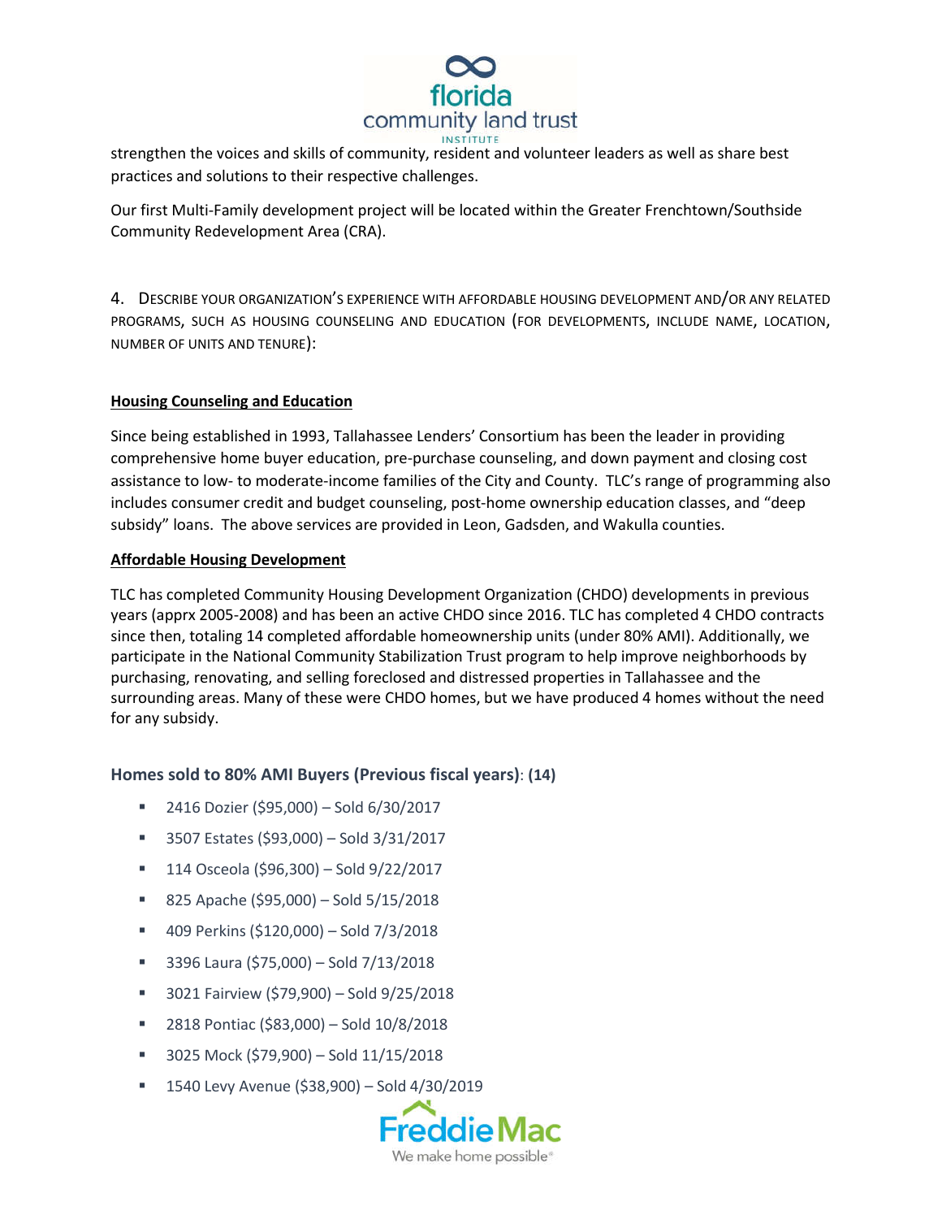strengthen the voices and skills of community, resident and volunteer leaders as well as share best practices and solutions to their respective challenges.

Our first Multi-Family development project will be located within the Greater Frenchtown/Southside Community Redevelopment Area (CRA).

4. Describe your organization's experience with affordable housing development and/or any related programs, such as housing counseling and education (for developments, include name, location, number of units and tenure):

**Housing Counseling and Education**

Since being established in 1993, Tallahassee Lenders' Consortium has been the leader in providing comprehensive home buyer education, pre-purchase counseling, and down payment and closing cost assistance to low- to moderate-income families of the City and County. TLC's range of programming also includes consumer credit and budget counseling, post-home ownership education classes, and "deep subsidy" loans. The above services are provided in Leon, Gadsden, and Wakulla counties.

**Affordable Housing Development**

TLC has completed Community Housing Development Organization (CHDO) developments in previous years (apprx 2005-2008) and has been an active CHDO since 2016. TLC has completed 4 CHDO contracts since then, totaling 14 completed affordable homeownership units (under 80% AMI). Additionally, we participate in the National Community Stabilization Trust program to help improve neighborhoods by purchasing, renovating, and selling foreclosed and distressed properties in Tallahassee and the surrounding areas. Many of these were CHDO homes, but we have produced 4 homes without the need for any subsidy.

### Homes sold to 80% AMI Buyers (Previous fiscal years): (14)

- 2416 Dozier ($95,000) – Sold 6/30/2017
- 3507 Estates ($93,000) – Sold 3/31/2017
- 114 Osceola ($96,300) – Sold 9/22/2017
- 825 Apache ($95,000) – Sold 5/15/2018
- 409 Perkins ($120,000) – Sold 7/3/2018
- 3396 Laura ($75,000) – Sold 7/13/2018
- 3021 Fairview ($79,900) – Sold 9/25/2018
- 2818 Pontiac ($83,000) – Sold 10/8/2018
- 3025 Mock ($79,900) – Sold 11/15/2018
- 1540 Levy Avenue ($38,900) – Sold 4/30/2019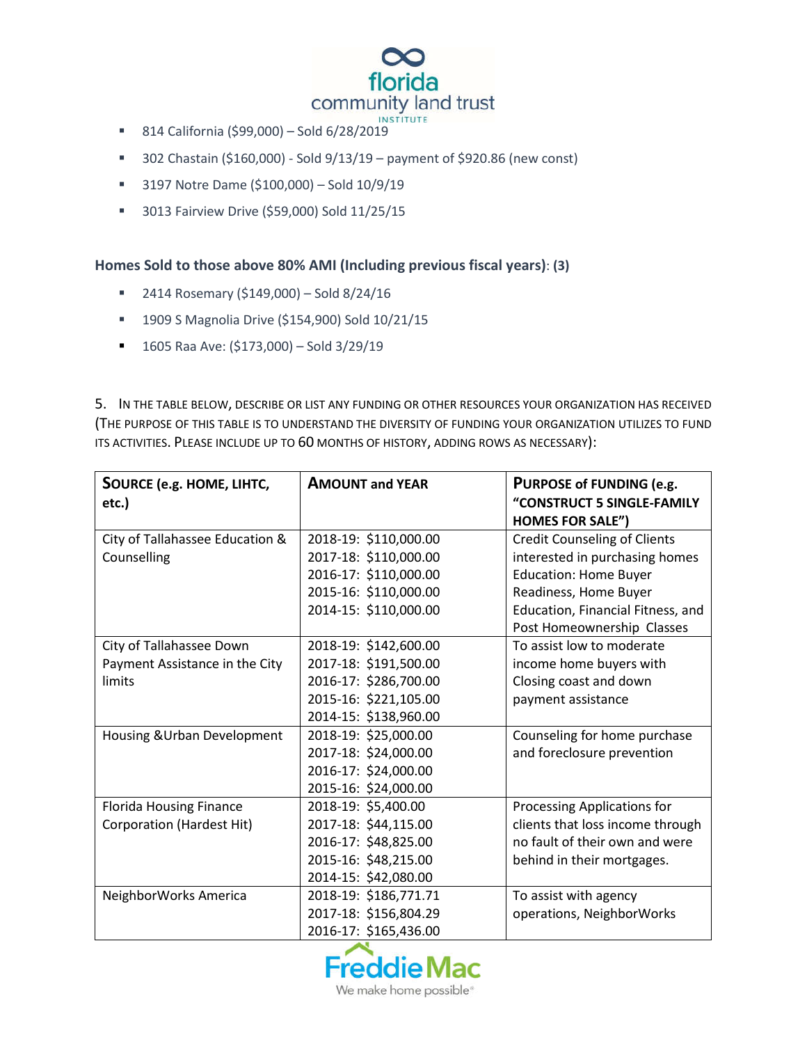- 814 California ($99,000) – Sold 6/28/2019
- 302 Chastain ($160,000) - Sold 9/13/19 – payment of $920.86 (new const)
- 3197 Notre Dame ($100,000) – Sold 10/9/19
- 3013 Fairview Drive ($59,000) Sold 11/25/15

### Homes Sold to those above 80% AMI (Including previous fiscal years): (3)

- 2414 Rosemary ($149,000) – Sold 8/24/16
- 1909 S Magnolia Drive ($154,900) Sold 10/21/15
- 1605 Raa Ave: ($173,000) – Sold 3/29/19

5. IN THE TABLE BELOW, DESCRIBE OR LIST ANY FUNDING OR OTHER RESOURCES YOUR ORGANIZATION HAS RECEIVED (THE PURPOSE OF THIS TABLE IS TO UNDERSTAND THE DIVERSITY OF FUNDING YOUR ORGANIZATION UTILIZES TO FUND ITS ACTIVITIES. PLEASE INCLUDE UP TO 60 MONTHS OF HISTORY, ADDING ROWS AS NECESSARY):

| SOURCE (e.g. HOME, LIHTC, etc.) | AMOUNT and YEAR | PURPOSE of FUNDING (e.g. "CONSTRUCT 5 SINGLE-FAMILY HOMES FOR SALE") |
|---|---|---|
| City of Tallahassee Education & Counselling | 2018-19: $110,000.00<br>2017-18: $110,000.00<br>2016-17: $110,000.00<br>2015-16: $110,000.00<br>2014-15: $110,000.00 | Credit Counseling of Clients interested in purchasing homes Education: Home Buyer Readiness, Home Buyer Education, Financial Fitness, and Post Homeownership Classes |
| City of Tallahassee Down Payment Assistance in the City limits | 2018-19: $142,600.00<br>2017-18: $191,500.00<br>2016-17: $286,700.00<br>2015-16: $221,105.00<br>2014-15: $138,960.00 | To assist low to moderate income home buyers with Closing coast and down payment assistance |
| Housing &Urban Development | 2018-19: $25,000.00<br>2017-18: $24,000.00<br>2016-17: $24,000.00<br>2015-16: $24,000.00 | Counseling for home purchase and foreclosure prevention |
| Florida Housing Finance Corporation (Hardest Hit) | 2018-19: $5,400.00<br>2017-18: $44,115.00<br>2016-17: $48,825.00<br>2015-16: $48,215.00<br>2014-15: $42,080.00 | Processing Applications for clients that loss income through no fault of their own and were behind in their mortgages. |
| NeighborWorks America | 2018-19: $186,771.71<br>2017-18: $156,804.29<br>2016-17: $165,436.00 | To assist with agency operations, NeighborWorks |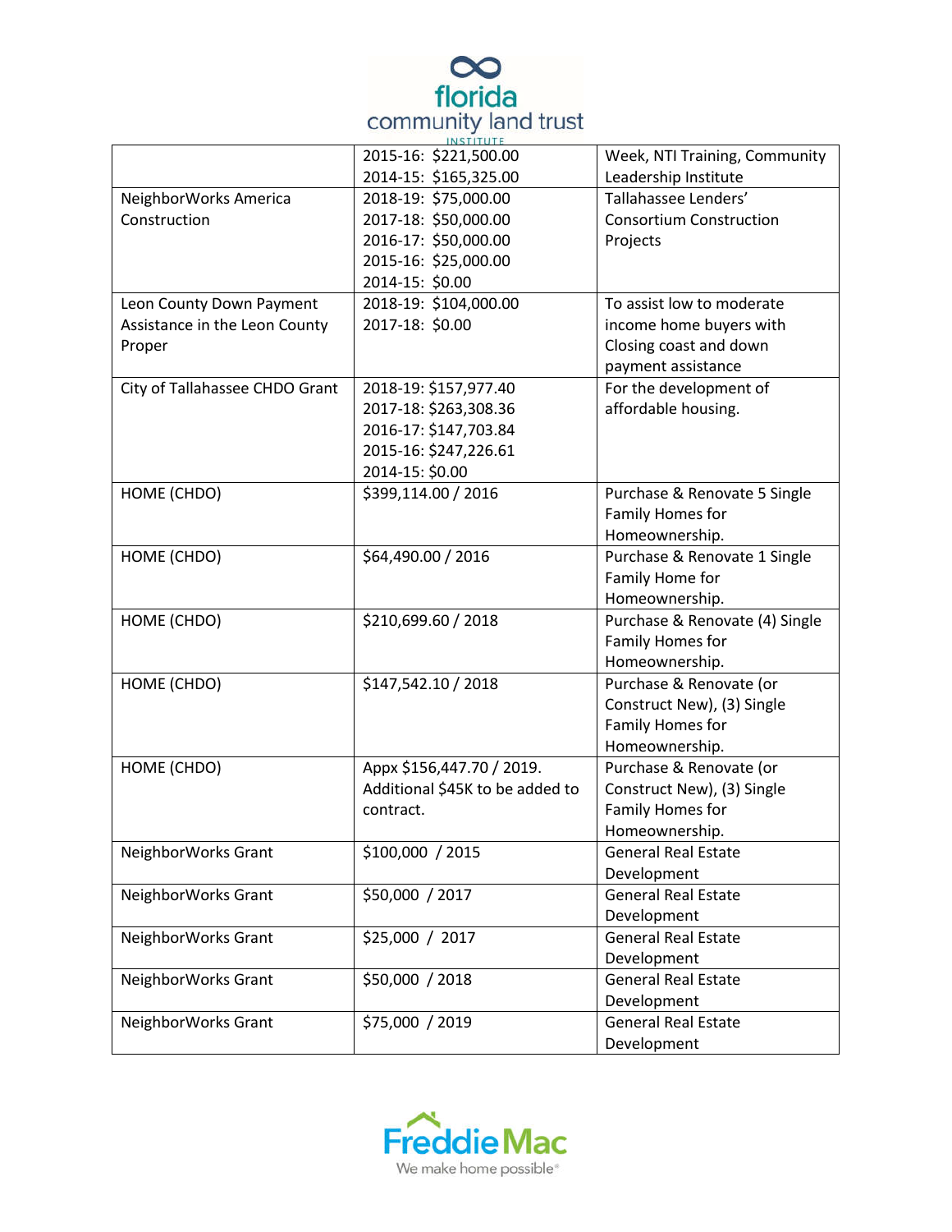| | | |
|---|---|---|
| | 2015-16: $221,500.00<br>2014-15: $165,325.00 | Week, NTI Training, Community Leadership Institute |
| NeighborWorks America Construction | 2018-19: $75,000.00<br>2017-18: $50,000.00<br>2016-17: $50,000.00<br>2015-16: $25,000.00<br>2014-15: $0.00 | Tallahassee Lenders' Consortium Construction Projects |
| Leon County Down Payment Assistance in the Leon County Proper | 2018-19: $104,000.00<br>2017-18: $0.00 | To assist low to moderate income home buyers with Closing coast and down payment assistance |
| City of Tallahassee CHDO Grant | 2018-19: $157,977.40<br>2017-18: $263,308.36<br>2016-17: $147,703.84<br>2015-16: $247,226.61<br>2014-15: $0.00 | For the development of affordable housing. |
| HOME (CHDO) | $399,114.00 / 2016 | Purchase & Renovate 5 Single Family Homes for Homeownership. |
| HOME (CHDO) | $64,490.00 / 2016 | Purchase & Renovate 1 Single Family Home for Homeownership. |
| HOME (CHDO) | $210,699.60 / 2018 | Purchase & Renovate (4) Single Family Homes for Homeownership. |
| HOME (CHDO) | $147,542.10 / 2018 | Purchase & Renovate (or Construct New), (3) Single Family Homes for Homeownership. |
| HOME (CHDO) | Appx $156,447.70 / 2019. Additional $45K to be added to contract. | Purchase & Renovate (or Construct New), (3) Single Family Homes for Homeownership. |
| NeighborWorks Grant | $100,000 / 2015 | General Real Estate Development |
| NeighborWorks Grant | $50,000 / 2017 | General Real Estate Development |
| NeighborWorks Grant | $25,000 / 2017 | General Real Estate Development |
| NeighborWorks Grant | $50,000 / 2018 | General Real Estate Development |
| NeighborWorks Grant | $75,000 / 2019 | General Real Estate Development |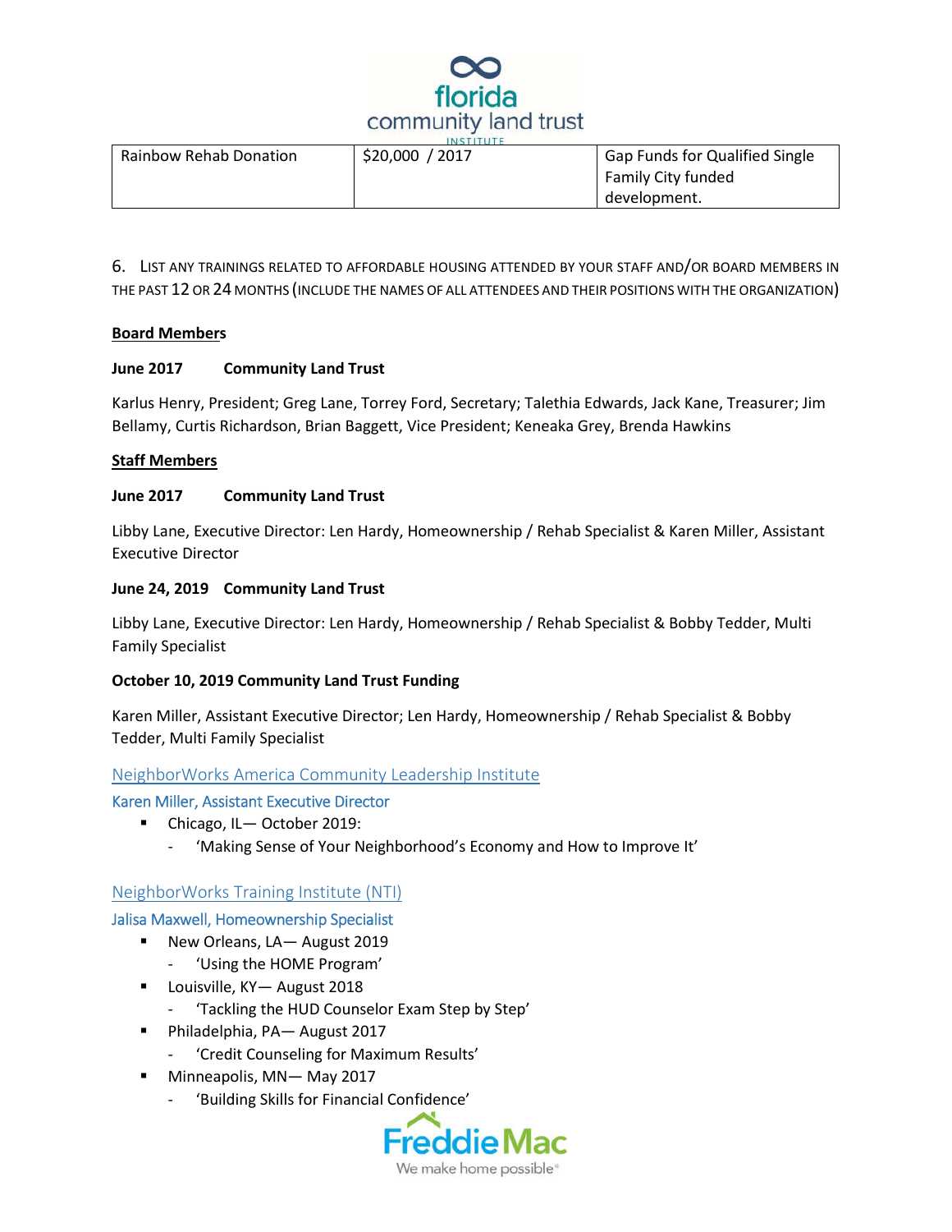| Rainbow Rehab Donation | $20,000 / 2017 | Gap Funds for Qualified Single Family City funded development. |
|---|---|---|

6. LIST ANY TRAININGS RELATED TO AFFORDABLE HOUSING ATTENDED BY YOUR STAFF AND/OR BOARD MEMBERS IN THE PAST 12 OR 24 MONTHS (INCLUDE THE NAMES OF ALL ATTENDEES AND THEIR POSITIONS WITH THE ORGANIZATION)

**Board Members**

**June 2017 Community Land Trust**

Karlus Henry, President; Greg Lane, Torrey Ford, Secretary; Talethia Edwards, Jack Kane, Treasurer; Jim Bellamy, Curtis Richardson, Brian Baggett, Vice President; Keneaka Grey, Brenda Hawkins

**Staff Members**

**June 2017 Community Land Trust**

Libby Lane, Executive Director: Len Hardy, Homeownership / Rehab Specialist & Karen Miller, Assistant Executive Director

**June 24, 2019 Community Land Trust**

Libby Lane, Executive Director: Len Hardy, Homeownership / Rehab Specialist & Bobby Tedder, Multi Family Specialist

**October 10, 2019 Community Land Trust Funding**

Karen Miller, Assistant Executive Director; Len Hardy, Homeownership / Rehab Specialist & Bobby Tedder, Multi Family Specialist

NeighborWorks America Community Leadership Institute

Karen Miller, Assistant Executive Director

- Chicago, IL— October 2019:
  - 'Making Sense of Your Neighborhood's Economy and How to Improve It'

NeighborWorks Training Institute (NTI)

Jalisa Maxwell, Homeownership Specialist

- New Orleans, LA— August 2019
  - 'Using the HOME Program'
- Louisville, KY— August 2018
  - 'Tackling the HUD Counselor Exam Step by Step'
- Philadelphia, PA— August 2017
  - 'Credit Counseling for Maximum Results'
- Minneapolis, MN— May 2017
  - 'Building Skills for Financial Confidence'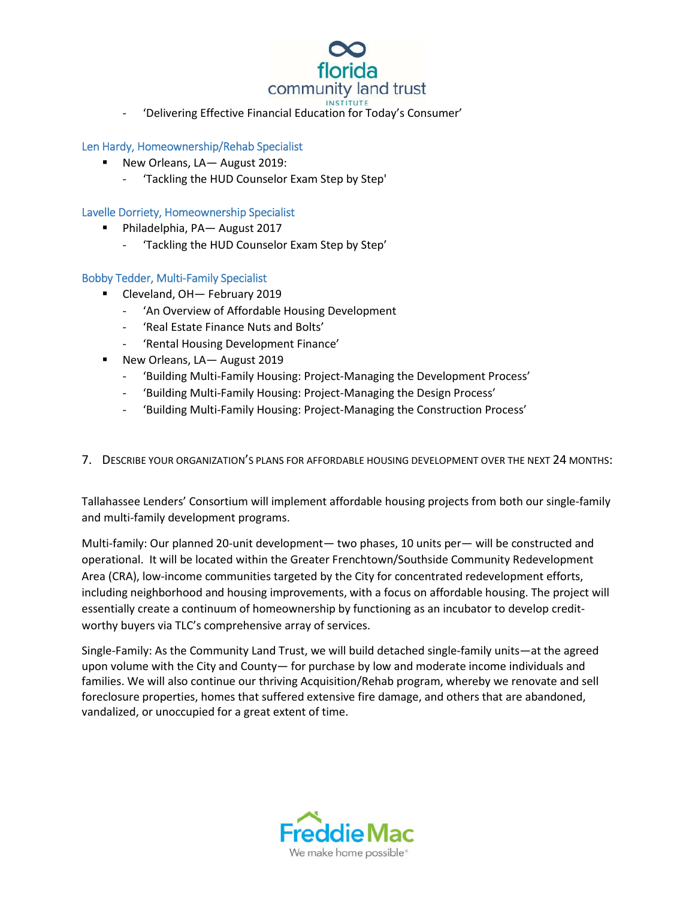- 'Delivering Effective Financial Education for Today's Consumer'

Len Hardy, Homeownership/Rehab Specialist

- New Orleans, LA— August 2019:
  - 'Tackling the HUD Counselor Exam Step by Step'

Lavelle Dorriety, Homeownership Specialist

- Philadelphia, PA— August 2017
  - 'Tackling the HUD Counselor Exam Step by Step'

Bobby Tedder, Multi-Family Specialist

- Cleveland, OH— February 2019
  - 'An Overview of Affordable Housing Development
  - 'Real Estate Finance Nuts and Bolts'
  - 'Rental Housing Development Finance'
- New Orleans, LA— August 2019
  - 'Building Multi-Family Housing: Project-Managing the Development Process'
  - 'Building Multi-Family Housing: Project-Managing the Design Process'
  - 'Building Multi-Family Housing: Project-Managing the Construction Process'

7. DESCRIBE YOUR ORGANIZATION'S PLANS FOR AFFORDABLE HOUSING DEVELOPMENT OVER THE NEXT 24 MONTHS:

Tallahassee Lenders' Consortium will implement affordable housing projects from both our single-family and multi-family development programs.

Multi-family: Our planned 20-unit development— two phases, 10 units per— will be constructed and operational. It will be located within the Greater Frenchtown/Southside Community Redevelopment Area (CRA), low-income communities targeted by the City for concentrated redevelopment efforts, including neighborhood and housing improvements, with a focus on affordable housing. The project will essentially create a continuum of homeownership by functioning as an incubator to develop credit-worthy buyers via TLC's comprehensive array of services.

Single-Family: As the Community Land Trust, we will build detached single-family units—at the agreed upon volume with the City and County— for purchase by low and moderate income individuals and families. We will also continue our thriving Acquisition/Rehab program, whereby we renovate and sell foreclosure properties, homes that suffered extensive fire damage, and others that are abandoned, vandalized, or unoccupied for a great extent of time.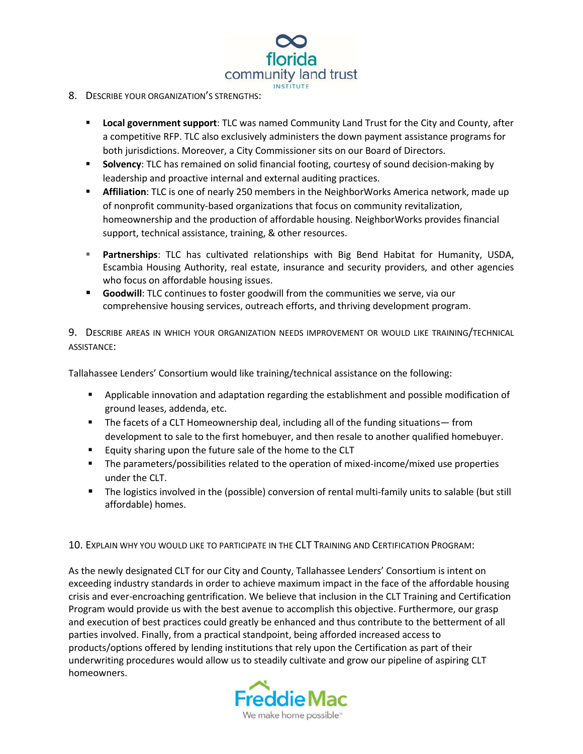8. Describe your organization's strengths:

- **Local government support**: TLC was named Community Land Trust for the City and County, after a competitive RFP. TLC also exclusively administers the down payment assistance programs for both jurisdictions. Moreover, a City Commissioner sits on our Board of Directors.
- **Solvency**: TLC has remained on solid financial footing, courtesy of sound decision-making by leadership and proactive internal and external auditing practices.
- **Affiliation**: TLC is one of nearly 250 members in the NeighborWorks America network, made up of nonprofit community-based organizations that focus on community revitalization, homeownership and the production of affordable housing. NeighborWorks provides financial support, technical assistance, training, & other resources.
- **Partnerships**: TLC has cultivated relationships with Big Bend Habitat for Humanity, USDA, Escambia Housing Authority, real estate, insurance and security providers, and other agencies who focus on affordable housing issues.
- **Goodwill**: TLC continues to foster goodwill from the communities we serve, via our comprehensive housing services, outreach efforts, and thriving development program.

9. Describe areas in which your organization needs improvement or would like training/technical assistance:

Tallahassee Lenders' Consortium would like training/technical assistance on the following:

- Applicable innovation and adaptation regarding the establishment and possible modification of ground leases, addenda, etc.
- The facets of a CLT Homeownership deal, including all of the funding situations— from development to sale to the first homebuyer, and then resale to another qualified homebuyer.
- Equity sharing upon the future sale of the home to the CLT
- The parameters/possibilities related to the operation of mixed-income/mixed use properties under the CLT.
- The logistics involved in the (possible) conversion of rental multi-family units to salable (but still affordable) homes.

10. Explain why you would like to participate in the CLT Training and Certification Program:

As the newly designated CLT for our City and County, Tallahassee Lenders' Consortium is intent on exceeding industry standards in order to achieve maximum impact in the face of the affordable housing crisis and ever-encroaching gentrification. We believe that inclusion in the CLT Training and Certification Program would provide us with the best avenue to accomplish this objective. Furthermore, our grasp and execution of best practices could greatly be enhanced and thus contribute to the betterment of all parties involved. Finally, from a practical standpoint, being afforded increased access to products/options offered by lending institutions that rely upon the Certification as part of their underwriting procedures would allow us to steadily cultivate and grow our pipeline of aspiring CLT homeowners.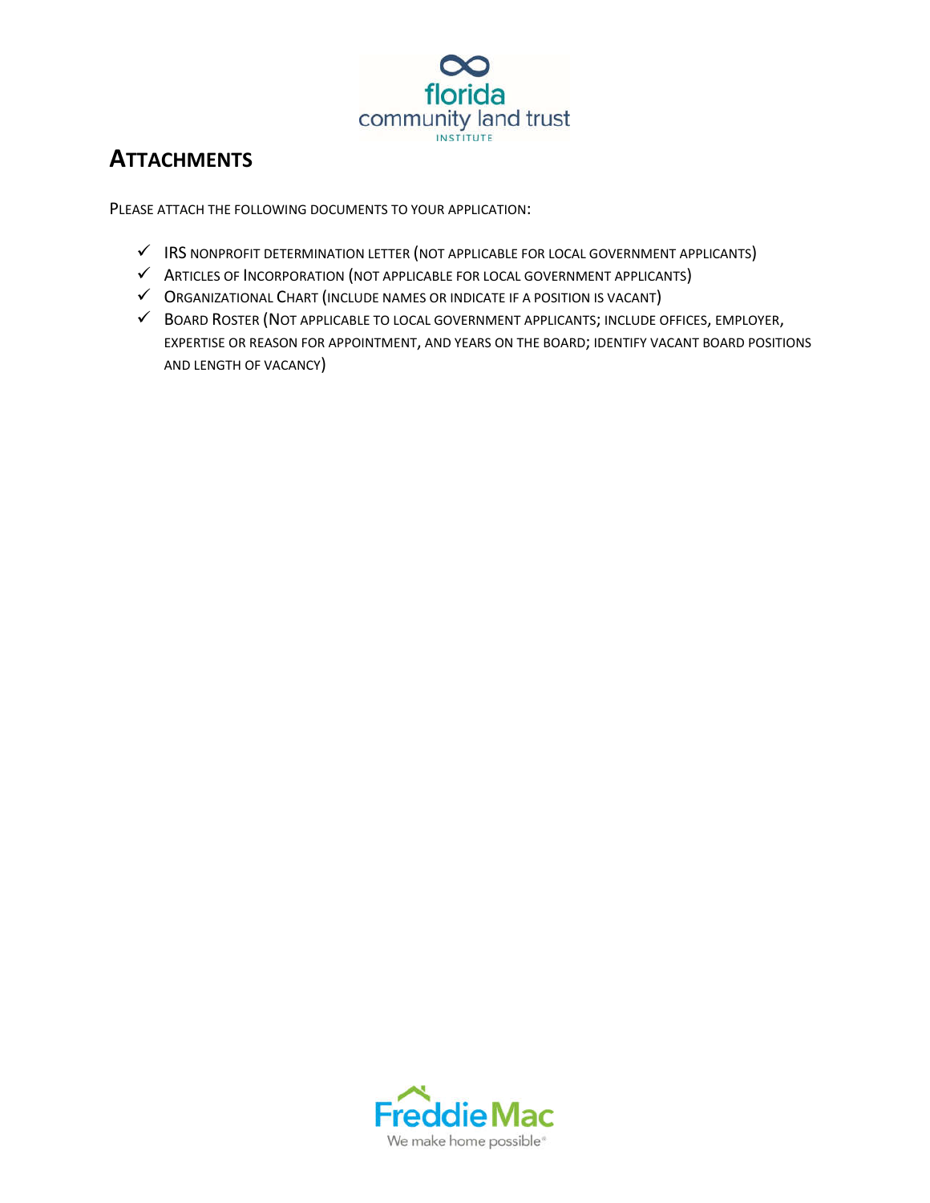## ATTACHMENTS

PLEASE ATTACH THE FOLLOWING DOCUMENTS TO YOUR APPLICATION:

- ✓ IRS NONPROFIT DETERMINATION LETTER (NOT APPLICABLE FOR LOCAL GOVERNMENT APPLICANTS)
- ✓ ARTICLES OF INCORPORATION (NOT APPLICABLE FOR LOCAL GOVERNMENT APPLICANTS)
- ✓ ORGANIZATIONAL CHART (INCLUDE NAMES OR INDICATE IF A POSITION IS VACANT)
- ✓ BOARD ROSTER (NOT APPLICABLE TO LOCAL GOVERNMENT APPLICANTS; INCLUDE OFFICES, EMPLOYER, EXPERTISE OR REASON FOR APPOINTMENT, AND YEARS ON THE BOARD; IDENTIFY VACANT BOARD POSITIONS AND LENGTH OF VACANCY)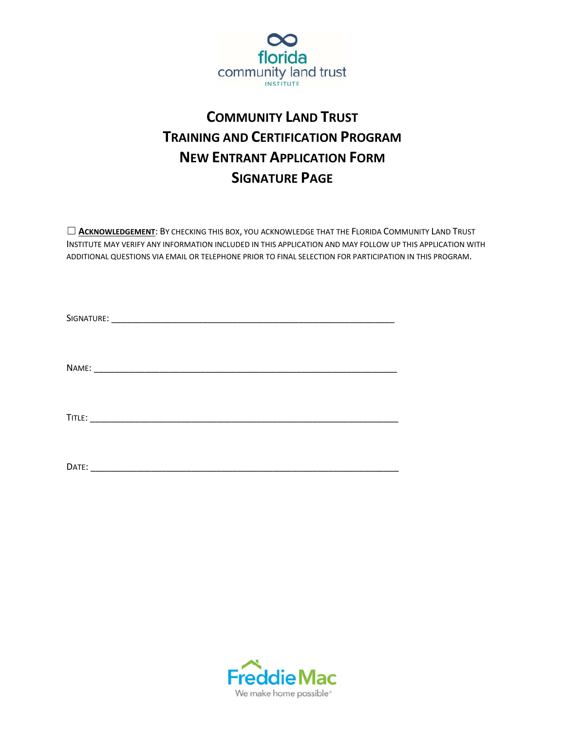florida community land trust INSTITUTE

# COMMUNITY LAND TRUST TRAINING AND CERTIFICATION PROGRAM NEW ENTRANT APPLICATION FORM SIGNATURE PAGE

☐ **ACKNOWLEDGEMENT**: BY CHECKING THIS BOX, YOU ACKNOWLEDGE THAT THE FLORIDA COMMUNITY LAND TRUST INSTITUTE MAY VERIFY ANY INFORMATION INCLUDED IN THIS APPLICATION AND MAY FOLLOW UP THIS APPLICATION WITH ADDITIONAL QUESTIONS VIA EMAIL OR TELEPHONE PRIOR TO FINAL SELECTION FOR PARTICIPATION IN THIS PROGRAM.

SIGNATURE: ______________________________________________________

NAME: __________________________________________________________

TITLE: __________________________________________________________

DATE: __________________________________________________________

Freddie Mac
We make home possible®